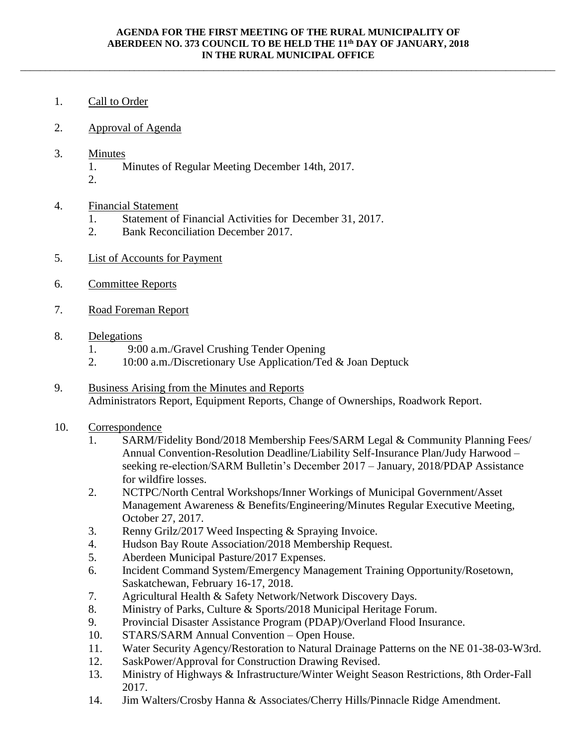# AGENDA FOR THE FIRST MEETING OF THE RURAL MUNICIPALITY OF ABERDEEN NO. 373 COUNCIL TO BE HELD THE 11th DAY OF JANUARY, 2018 IN THE RURAL MUNICIPAL OFFICE

---

1. Call to Order

2. Approval of Agenda

3. Minutes
   1. Minutes of Regular Meeting December 14th, 2017.
   2. 

4. Financial Statement
   1. Statement of Financial Activities for December 31, 2017.
   2. Bank Reconciliation December 2017.

5. List of Accounts for Payment

6. Committee Reports

7. Road Foreman Report

8. Delegations
   1. 9:00 a.m./Gravel Crushing Tender Opening
   2. 10:00 a.m./Discretionary Use Application/Ted & Joan Deptuck

9. Business Arising from the Minutes and Reports
   Administrators Report, Equipment Reports, Change of Ownerships, Roadwork Report.

10. Correspondence
    1. SARM/Fidelity Bond/2018 Membership Fees/SARM Legal & Community Planning Fees/ Annual Convention-Resolution Deadline/Liability Self-Insurance Plan/Judy Harwood – seeking re-election/SARM Bulletin's December 2017 – January, 2018/PDAP Assistance for wildfire losses.
    2. NCTPC/North Central Workshops/Inner Workings of Municipal Government/Asset Management Awareness & Benefits/Engineering/Minutes Regular Executive Meeting, October 27, 2017.
    3. Renny Grilz/2017 Weed Inspecting & Spraying Invoice.
    4. Hudson Bay Route Association/2018 Membership Request.
    5. Aberdeen Municipal Pasture/2017 Expenses.
    6. Incident Command System/Emergency Management Training Opportunity/Rosetown, Saskatchewan, February 16-17, 2018.
    7. Agricultural Health & Safety Network/Network Discovery Days.
    8. Ministry of Parks, Culture & Sports/2018 Municipal Heritage Forum.
    9. Provincial Disaster Assistance Program (PDAP)/Overland Flood Insurance.
    10. STARS/SARM Annual Convention – Open House.
    11. Water Security Agency/Restoration to Natural Drainage Patterns on the NE 01-38-03-W3rd.
    12. SaskPower/Approval for Construction Drawing Revised.
    13. Ministry of Highways & Infrastructure/Winter Weight Season Restrictions, 8th Order-Fall 2017.
    14. Jim Walters/Crosby Hanna & Associates/Cherry Hills/Pinnacle Ridge Amendment.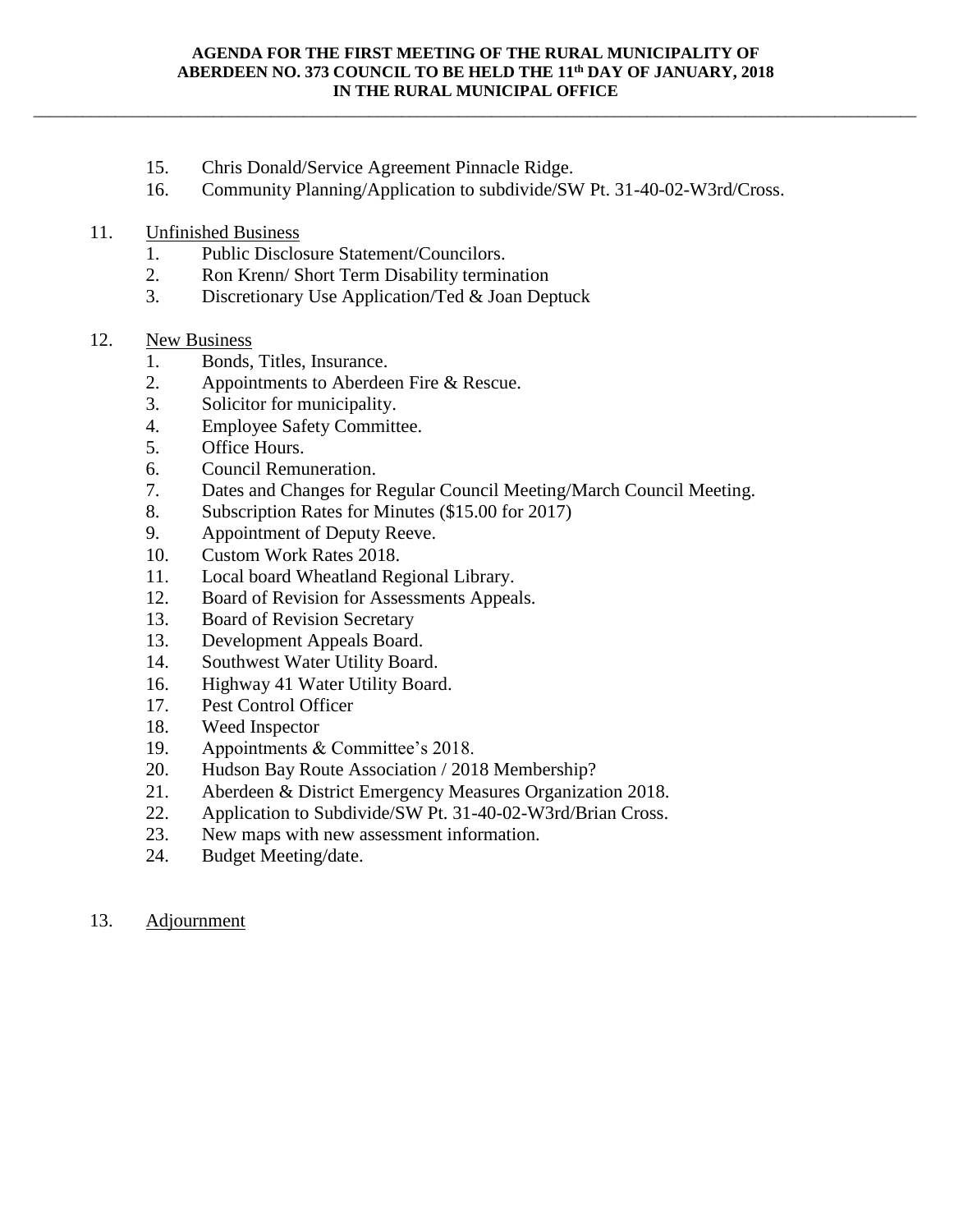15. Chris Donald/Service Agreement Pinnacle Ridge.
16. Community Planning/Application to subdivide/SW Pt. 31-40-02-W3rd/Cross.

11. <u>Unfinished Business</u>
    1. Public Disclosure Statement/Councilors.
    2. Ron Krenn/ Short Term Disability termination
    3. Discretionary Use Application/Ted & Joan Deptuck

12. <u>New Business</u>
    1. Bonds, Titles, Insurance.
    2. Appointments to Aberdeen Fire & Rescue.
    3. Solicitor for municipality.
    4. Employee Safety Committee.
    5. Office Hours.
    6. Council Remuneration.
    7. Dates and Changes for Regular Council Meeting/March Council Meeting.
    8. Subscription Rates for Minutes ($15.00 for 2017)
    9. Appointment of Deputy Reeve.
    10. Custom Work Rates 2018.
    11. Local board Wheatland Regional Library.
    12. Board of Revision for Assessments Appeals.
    13. Board of Revision Secretary
    13. Development Appeals Board.
    14. Southwest Water Utility Board.
    16. Highway 41 Water Utility Board.
    17. Pest Control Officer
    18. Weed Inspector
    19. Appointments & Committee's 2018.
    20. Hudson Bay Route Association / 2018 Membership?
    21. Aberdeen & District Emergency Measures Organization 2018.
    22. Application to Subdivide/SW Pt. 31-40-02-W3rd/Brian Cross.
    23. New maps with new assessment information.
    24. Budget Meeting/date.

13. <u>Adjournment</u>